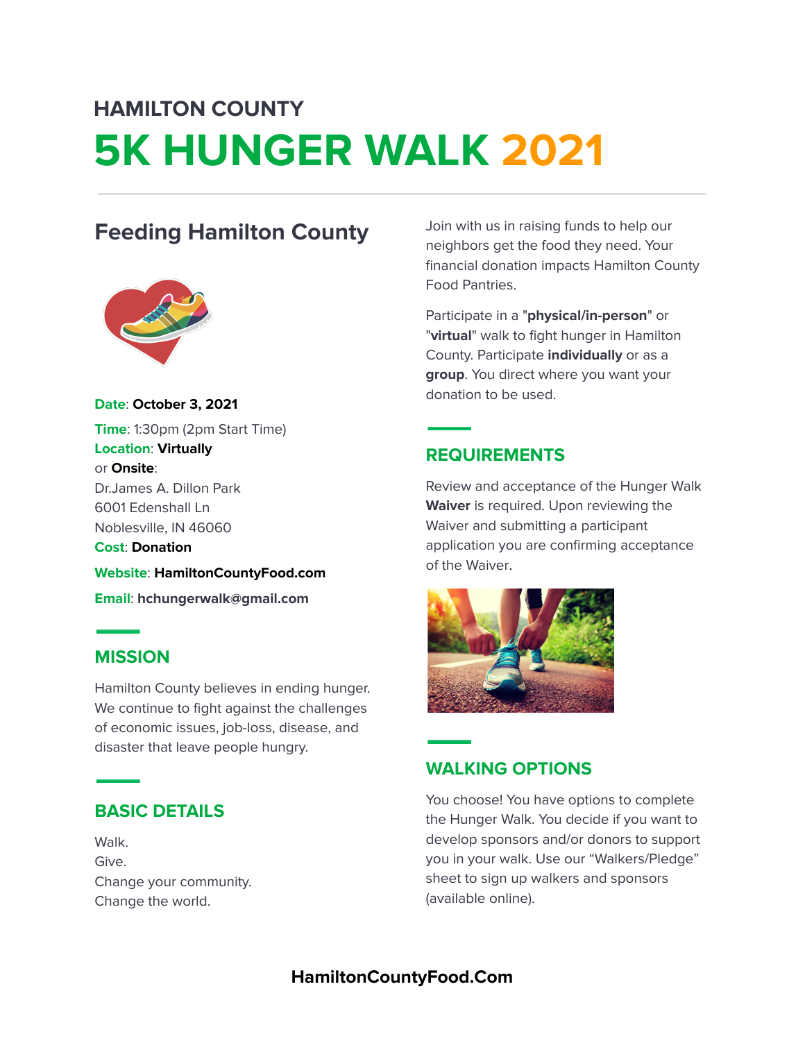### HAMILTON COUNTY

# 5K HUNGER WALK 2021

## Feeding Hamilton County

**Date**: **October 3, 2021**

**Time**: 1:30pm (2pm Start Time)
**Location**: **Virtually**
or **Onsite**:
Dr.James A. Dillon Park
6001 Edenshall Ln
Noblesville, IN 46060
**Cost**: **Donation**

**Website**: **HamiltonCountyFood.com**

**Email**: **hchungerwalk@gmail.com**

### MISSION

Hamilton County believes in ending hunger. We continue to fight against the challenges of economic issues, job-loss, disease, and disaster that leave people hungry.

### BASIC DETAILS

Walk.
Give.
Change your community.
Change the world.

Join with us in raising funds to help our neighbors get the food they need. Your financial donation impacts Hamilton County Food Pantries.

Participate in a "**physical/in-person**" or "**virtual**" walk to fight hunger in Hamilton County. Participate **individually** or as a **group**. You direct where you want your donation to be used.

### REQUIREMENTS

Review and acceptance of the Hunger Walk **Waiver** is required. Upon reviewing the Waiver and submitting a participant application you are confirming acceptance of the Waiver.

### WALKING OPTIONS

You choose! You have options to complete the Hunger Walk. You decide if you want to develop sponsors and/or donors to support you in your walk. Use our “Walkers/Pledge” sheet to sign up walkers and sponsors (available online).

**HamiltonCountyFood.Com**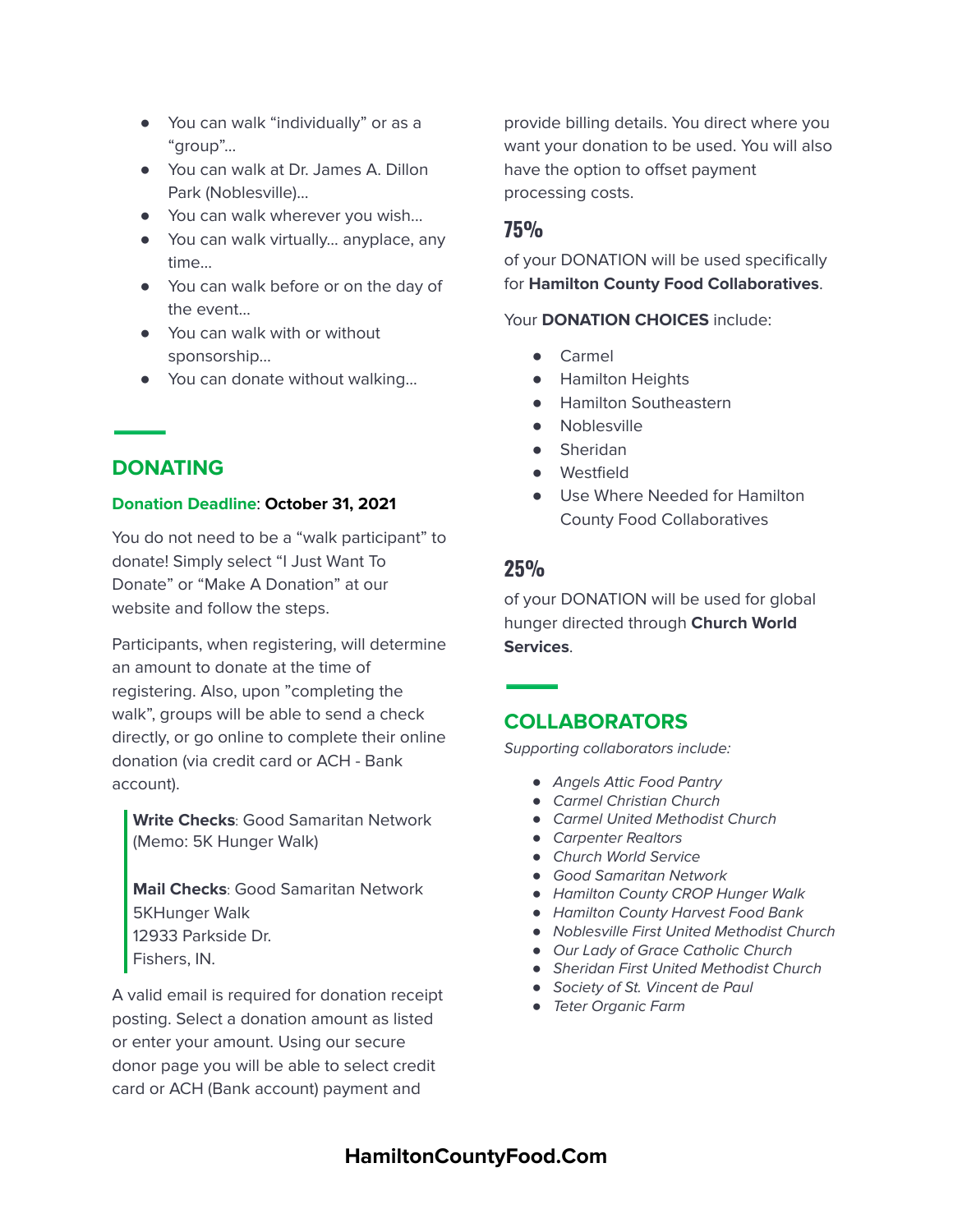- You can walk "individually" or as a "group"...
- You can walk at Dr. James A. Dillon Park (Noblesville)...
- You can walk wherever you wish...
- You can walk virtually... anyplace, any time...
- You can walk before or on the day of the event...
- You can walk with or without sponsorship...
- You can donate without walking...

## DONATING

**Donation Deadline**: **October 31, 2021**

You do not need to be a "walk participant" to donate! Simply select "I Just Want To Donate" or "Make A Donation" at our website and follow the steps.

Participants, when registering, will determine an amount to donate at the time of registering. Also, upon "completing the walk", groups will be able to send a check directly, or go online to complete their online donation (via credit card or ACH - Bank account).

> **Write Checks**: Good Samaritan Network (Memo: 5K Hunger Walk)
>
> **Mail Checks**: Good Samaritan Network
> 5KHunger Walk
> 12933 Parkside Dr.
> Fishers, IN.

A valid email is required for donation receipt posting. Select a donation amount as listed or enter your amount. Using our secure donor page you will be able to select credit card or ACH (Bank account) payment and provide billing details. You direct where you want your donation to be used. You will also have the option to offset payment processing costs.

### 75%

of your DONATION will be used specifically for **Hamilton County Food Collaboratives**.

Your **DONATION CHOICES** include:

- Carmel
- Hamilton Heights
- Hamilton Southeastern
- Noblesville
- Sheridan
- Westfield
- Use Where Needed for Hamilton County Food Collaboratives

### 25%

of your DONATION will be used for global hunger directed through **Church World Services**.

## COLLABORATORS

*Supporting collaborators include:*

- *Angels Attic Food Pantry*
- *Carmel Christian Church*
- *Carmel United Methodist Church*
- *Carpenter Realtors*
- *Church World Service*
- *Good Samaritan Network*
- *Hamilton County CROP Hunger Walk*
- *Hamilton County Harvest Food Bank*
- *Noblesville First United Methodist Church*
- *Our Lady of Grace Catholic Church*
- *Sheridan First United Methodist Church*
- *Society of St. Vincent de Paul*
- *Teter Organic Farm*

**HamiltonCountyFood.Com**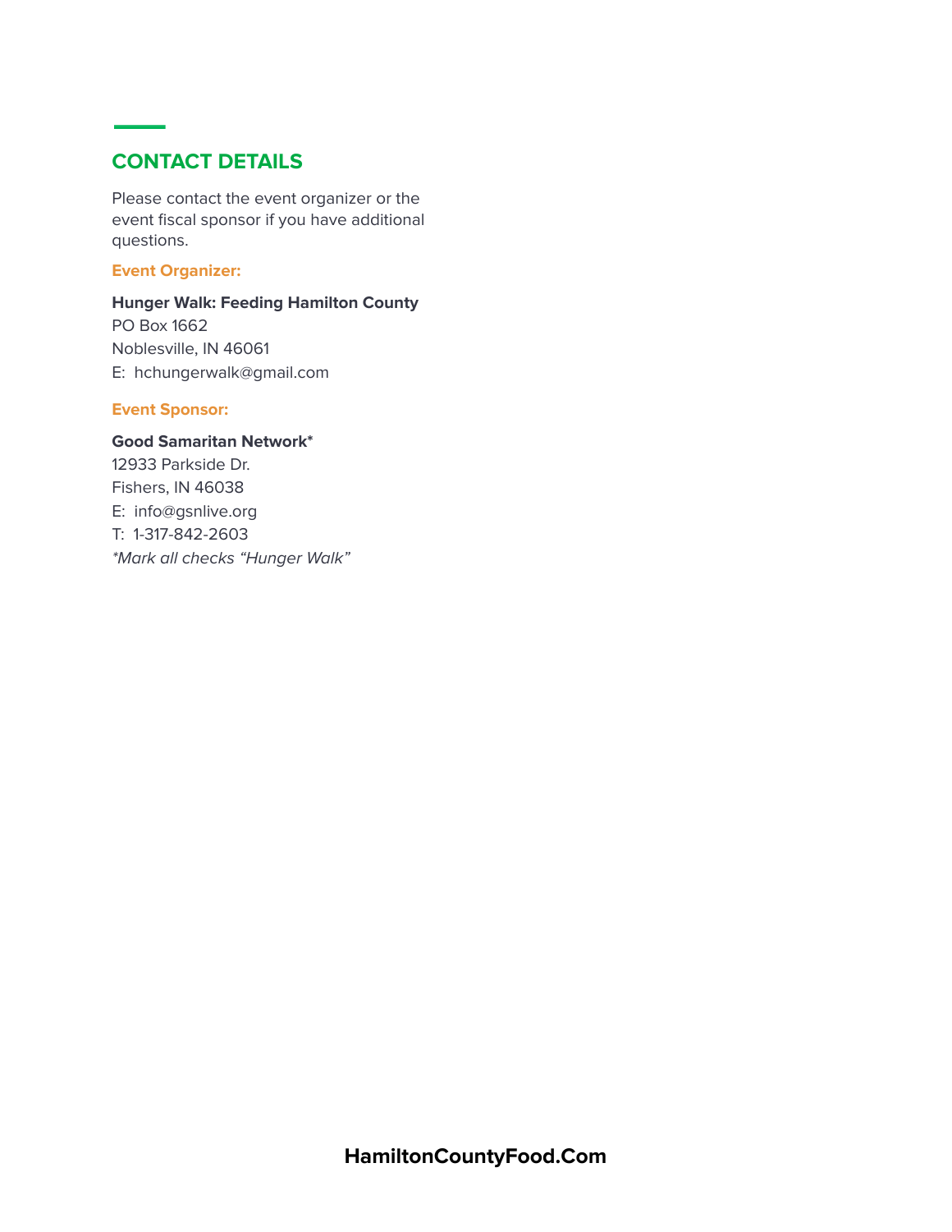## CONTACT DETAILS

Please contact the event organizer or the event fiscal sponsor if you have additional questions.

**Event Organizer:**

**Hunger Walk: Feeding Hamilton County**
PO Box 1662
Noblesville, IN 46061
E: hchungerwalk@gmail.com

**Event Sponsor:**

**Good Samaritan Network***
12933 Parkside Dr.
Fishers, IN 46038
E: info@gsnlive.org
T: 1-317-842-2603
*\*Mark all checks "Hunger Walk"*

**HamiltonCountyFood.Com**